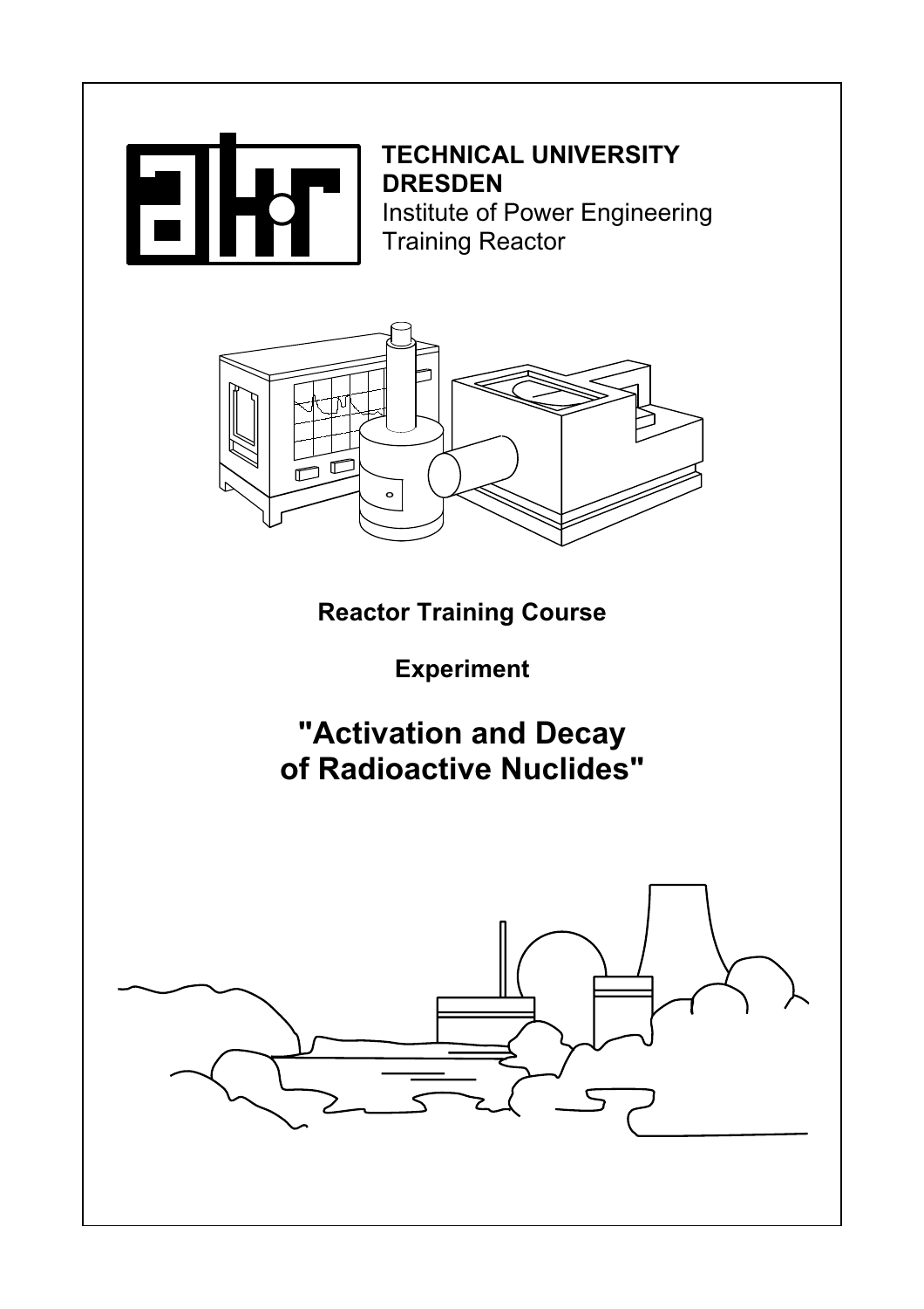**TECHNICAL UNIVERSITY DRESDEN**
Institute of Power Engineering
Training Reactor

**Reactor Training Course**

**Experiment**

# "Activation and Decay of Radioactive Nuclides"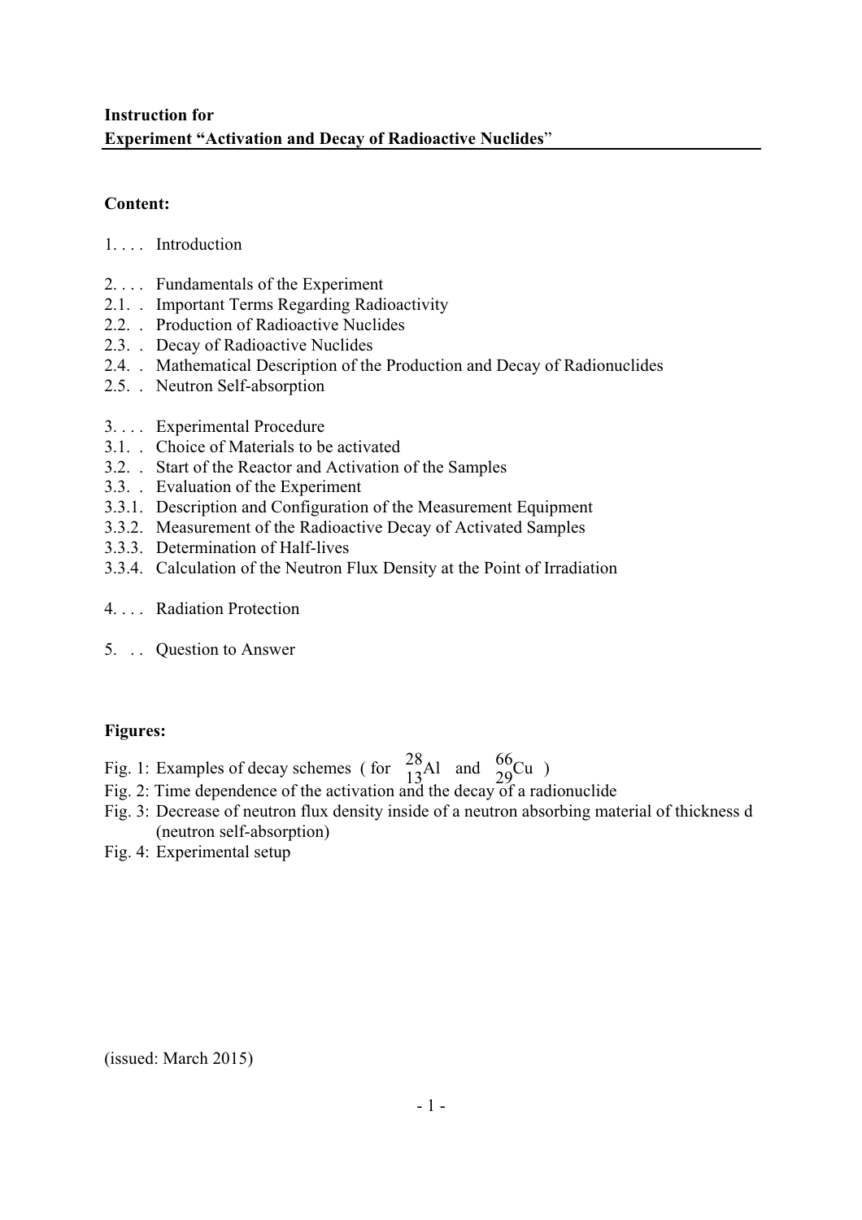**Instruction for**
**Experiment "Activation and Decay of Radioactive Nuclides"**

**Content:**

1. . . . Introduction

2. . . . Fundamentals of the Experiment
2.1. . Important Terms Regarding Radioactivity
2.2. . Production of Radioactive Nuclides
2.3. . Decay of Radioactive Nuclides
2.4. . Mathematical Description of the Production and Decay of Radionuclides
2.5. . Neutron Self-absorption

3. . . . Experimental Procedure
3.1. . Choice of Materials to be activated
3.2. . Start of the Reactor and Activation of the Samples
3.3. . Evaluation of the Experiment
3.3.1. Description and Configuration of the Measurement Equipment
3.3.2. Measurement of the Radioactive Decay of Activated Samples
3.3.3. Determination of Half-lives
3.3.4. Calculation of the Neutron Flux Density at the Point of Irradiation

4. . . . Radiation Protection

5. . . Question to Answer

**Figures:**

Fig. 1: Examples of decay schemes (for $^{28}_{13}Al$ and $^{66}_{29}Cu$)
Fig. 2: Time dependence of the activation and the decay of a radionuclide
Fig. 3: Decrease of neutron flux density inside of a neutron absorbing material of thickness d (neutron self-absorption)
Fig. 4: Experimental setup

(issued: March 2015)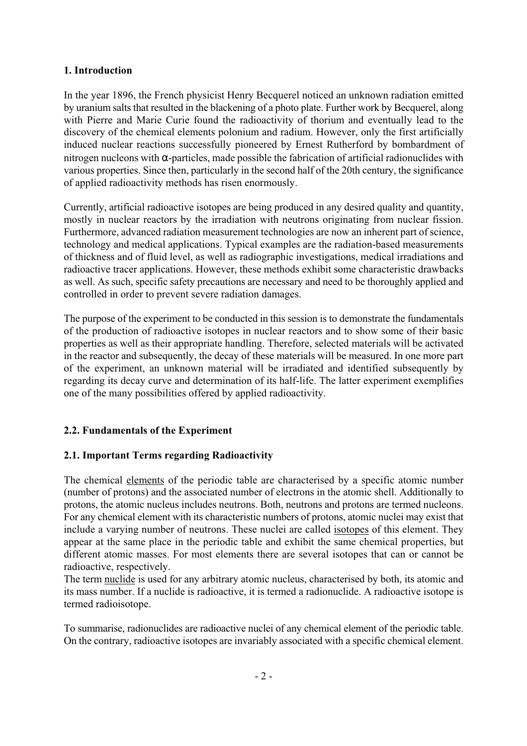## 1. Introduction

In the year 1896, the French physicist Henry Becquerel noticed an unknown radiation emitted by uranium salts that resulted in the blackening of a photo plate. Further work by Becquerel, along with Pierre and Marie Curie found the radioactivity of thorium and eventually lead to the discovery of the chemical elements polonium and radium. However, only the first artificially induced nuclear reactions successfully pioneered by Ernest Rutherford by bombardment of nitrogen nucleons with $\alpha$-particles, made possible the fabrication of artificial radionuclides with various properties. Since then, particularly in the second half of the 20th century, the significance of applied radioactivity methods has risen enormously.

Currently, artificial radioactive isotopes are being produced in any desired quality and quantity, mostly in nuclear reactors by the irradiation with neutrons originating from nuclear fission. Furthermore, advanced radiation measurement technologies are now an inherent part of science, technology and medical applications. Typical examples are the radiation-based measurements of thickness and of fluid level, as well as radiographic investigations, medical irradiations and radioactive tracer applications. However, these methods exhibit some characteristic drawbacks as well. As such, specific safety precautions are necessary and need to be thoroughly applied and controlled in order to prevent severe radiation damages.

The purpose of the experiment to be conducted in this session is to demonstrate the fundamentals of the production of radioactive isotopes in nuclear reactors and to show some of their basic properties as well as their appropriate handling. Therefore, selected materials will be activated in the reactor and subsequently, the decay of these materials will be measured. In one more part of the experiment, an unknown material will be irradiated and identified subsequently by regarding its decay curve and determination of its half-life. The latter experiment exemplifies one of the many possibilities offered by applied radioactivity.

## 2.2. Fundamentals of the Experiment

### 2.1. Important Terms regarding Radioactivity

The chemical elements of the periodic table are characterised by a specific atomic number (number of protons) and the associated number of electrons in the atomic shell. Additionally to protons, the atomic nucleus includes neutrons. Both, neutrons and protons are termed nucleons. For any chemical element with its characteristic numbers of protons, atomic nuclei may exist that include a varying number of neutrons. These nuclei are called isotopes of this element. They appear at the same place in the periodic table and exhibit the same chemical properties, but different atomic masses. For most elements there are several isotopes that can or cannot be radioactive, respectively.

The term nuclide is used for any arbitrary atomic nucleus, characterised by both, its atomic and its mass number. If a nuclide is radioactive, it is termed a radionuclide. A radioactive isotope is termed radioisotope.

To summarise, radionuclides are radioactive nuclei of any chemical element of the periodic table. On the contrary, radioactive isotopes are invariably associated with a specific chemical element.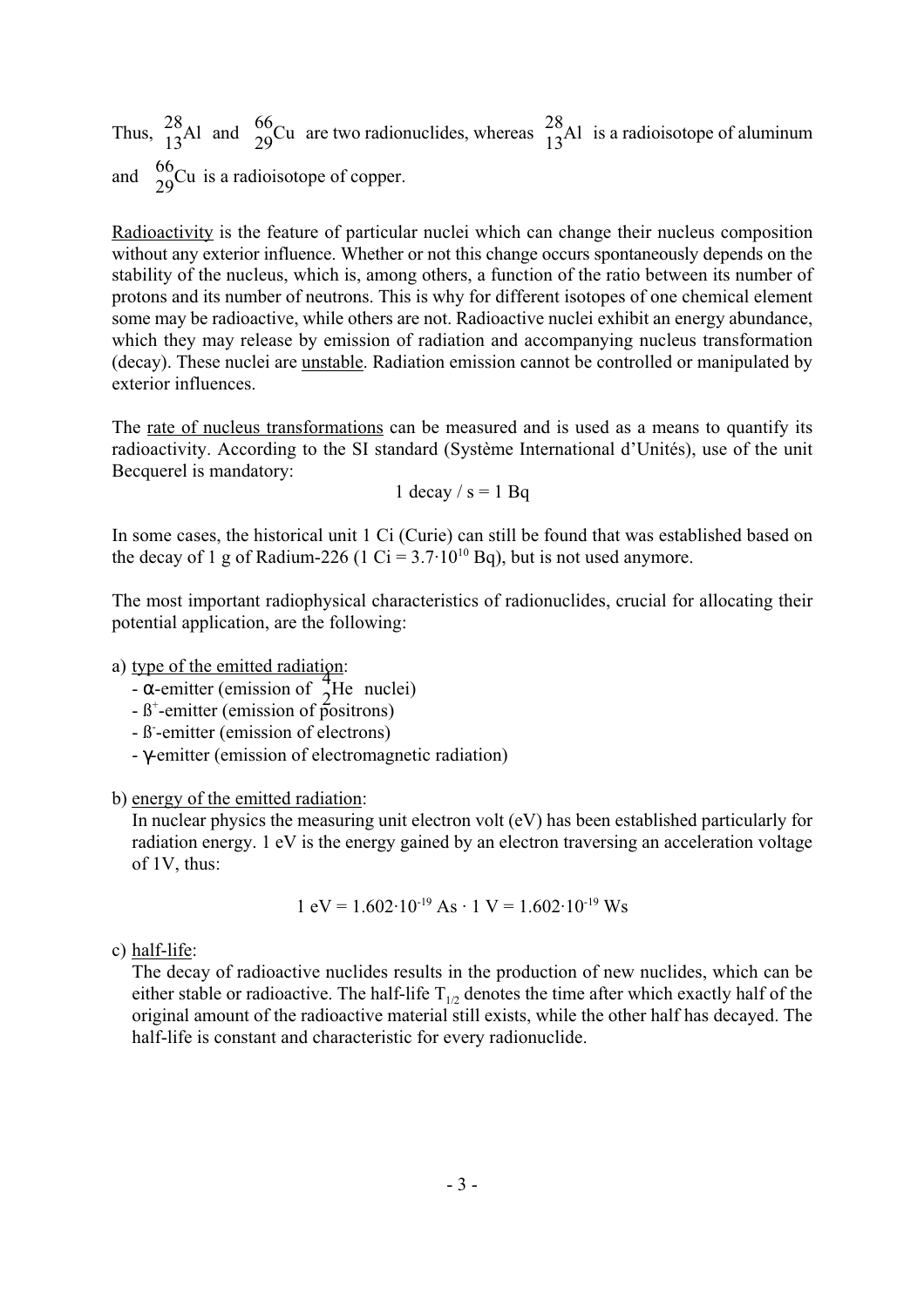Thus, $^{28}_{13}\text{Al}$ and $^{66}_{29}\text{Cu}$ are two radionuclides, whereas $^{28}_{13}\text{Al}$ is a radioisotope of aluminum and $^{66}_{29}\text{Cu}$ is a radioisotope of copper.

Radioactivity is the feature of particular nuclei which can change their nucleus composition without any exterior influence. Whether or not this change occurs spontaneously depends on the stability of the nucleus, which is, among others, a function of the ratio between its number of protons and its number of neutrons. This is why for different isotopes of one chemical element some may be radioactive, while others are not. Radioactive nuclei exhibit an energy abundance, which they may release by emission of radiation and accompanying nucleus transformation (decay). These nuclei are unstable. Radiation emission cannot be controlled or manipulated by exterior influences.

The rate of nucleus transformations can be measured and is used as a means to quantify its radioactivity. According to the SI standard (Système International d'Unités), use of the unit Becquerel is mandatory:

$$1 \text{ decay / s} = 1 \text{ Bq}$$

In some cases, the historical unit 1 Ci (Curie) can still be found that was established based on the decay of 1 g of Radium-226 ($1 \text{ Ci} = 3.7 \cdot 10^{10}$ Bq), but is not used anymore.

The most important radiophysical characteristics of radionuclides, crucial for allocating their potential application, are the following:

a) type of the emitted radiation:
- $\alpha$-emitter (emission of $^{4}_{2}\text{He}$ nuclei)
- $\beta^{+}$-emitter (emission of positrons)
- $\beta^{-}$-emitter (emission of electrons)
- $\gamma$-emitter (emission of electromagnetic radiation)

b) energy of the emitted radiation:

In nuclear physics the measuring unit electron volt (eV) has been established particularly for radiation energy. 1 eV is the energy gained by an electron traversing an acceleration voltage of 1V, thus:

$$1 \text{ eV} = 1.602 \cdot 10^{-19} \text{ As} \cdot 1 \text{ V} = 1.602 \cdot 10^{-19} \text{ Ws}$$

c) half-life:

The decay of radioactive nuclides results in the production of new nuclides, which can be either stable or radioactive. The half-life $T_{1/2}$ denotes the time after which exactly half of the original amount of the radioactive material still exists, while the other half has decayed. The half-life is constant and characteristic for every radionuclide.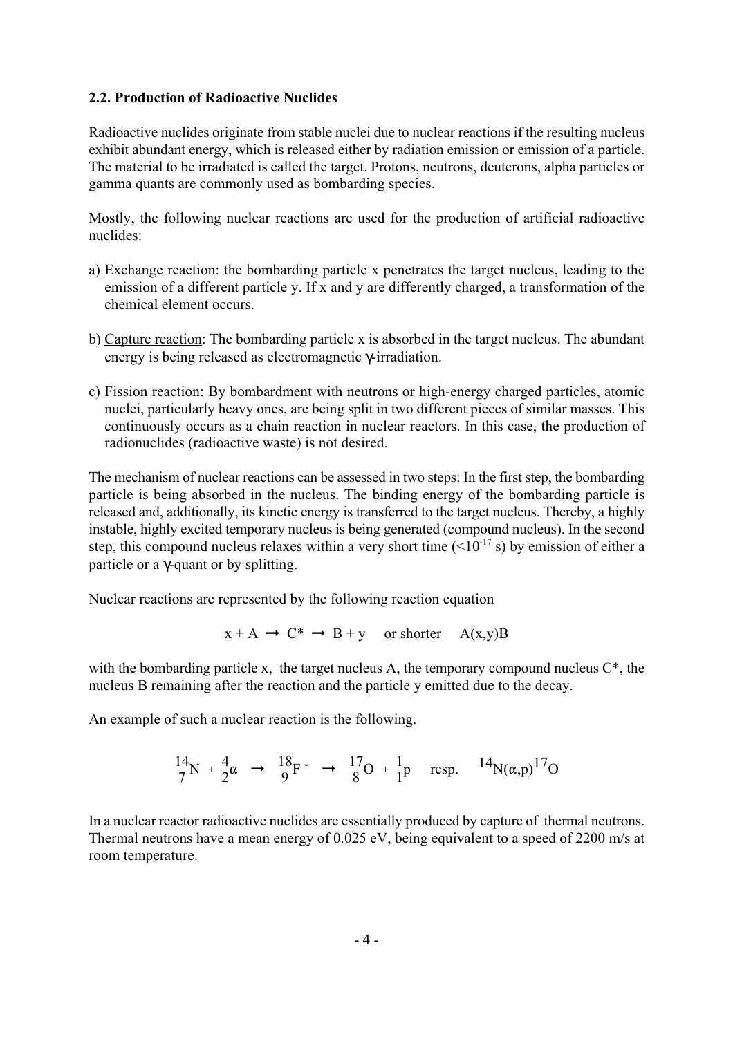## 2.2. Production of Radioactive Nuclides

Radioactive nuclides originate from stable nuclei due to nuclear reactions if the resulting nucleus exhibit abundant energy, which is released either by radiation emission or emission of a particle. The material to be irradiated is called the target. Protons, neutrons, deuterons, alpha particles or gamma quants are commonly used as bombarding species.

Mostly, the following nuclear reactions are used for the production of artificial radioactive nuclides:

a) Exchange reaction: the bombarding particle x penetrates the target nucleus, leading to the emission of a different particle y. If x and y are differently charged, a transformation of the chemical element occurs.

b) Capture reaction: The bombarding particle x is absorbed in the target nucleus. The abundant energy is being released as electromagnetic $\gamma$-irradiation.

c) Fission reaction: By bombardment with neutrons or high-energy charged particles, atomic nuclei, particularly heavy ones, are being split in two different pieces of similar masses. This continuously occurs as a chain reaction in nuclear reactors. In this case, the production of radionuclides (radioactive waste) is not desired.

The mechanism of nuclear reactions can be assessed in two steps: In the first step, the bombarding particle is being absorbed in the nucleus. The binding energy of the bombarding particle is released and, additionally, its kinetic energy is transferred to the target nucleus. Thereby, a highly instable, highly excited temporary nucleus is being generated (compound nucleus). In the second step, this compound nucleus relaxes within a very short time ($<10^{-17}$ s) by emission of either a particle or a $\gamma$-quant or by splitting.

Nuclear reactions are represented by the following reaction equation

$$x + A \rightarrow C^* \rightarrow B + y \quad \text{or shorter} \quad A(x,y)B$$

with the bombarding particle x, the target nucleus A, the temporary compound nucleus C*, the nucleus B remaining after the reaction and the particle y emitted due to the decay.

An example of such a nuclear reaction is the following.

$${}^{14}_{7}\text{N} + {}^{4}_{2}\alpha \rightarrow {}^{18}_{9}\text{F}^* \rightarrow {}^{17}_{8}\text{O} + {}^{1}_{1}\text{p} \quad \text{resp.} \quad {}^{14}\text{N}(\alpha,\text{p}){}^{17}\text{O}$$

In a nuclear reactor radioactive nuclides are essentially produced by capture of thermal neutrons. Thermal neutrons have a mean energy of 0.025 eV, being equivalent to a speed of 2200 m/s at room temperature.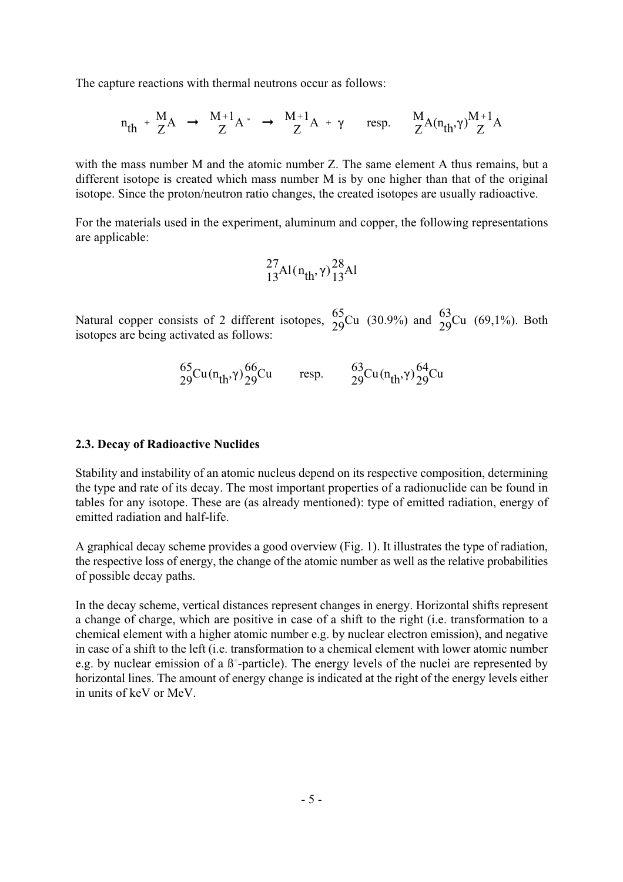The capture reactions with thermal neutrons occur as follows:

$$n_{th} + {}^{M}_{Z}A \;\rightarrow\; {}^{M+1}_{Z}A^{*} \;\rightarrow\; {}^{M+1}_{Z}A + \gamma \qquad \text{resp.} \qquad {}^{M}_{Z}A(n_{th},\gamma){}^{M+1}_{Z}A$$

with the mass number M and the atomic number Z. The same element A thus remains, but a different isotope is created which mass number M is by one higher than that of the original isotope. Since the proton/neutron ratio changes, the created isotopes are usually radioactive.

For the materials used in the experiment, aluminum and copper, the following representations are applicable:

$${}^{27}_{13}Al(n_{th},\gamma){}^{28}_{13}Al$$

Natural copper consists of 2 different isotopes, ${}^{65}_{29}Cu$ (30.9%) and ${}^{63}_{29}Cu$ (69,1%). Both isotopes are being activated as follows:

$${}^{65}_{29}Cu(n_{th},\gamma){}^{66}_{29}Cu \qquad \text{resp.} \qquad {}^{63}_{29}Cu(n_{th},\gamma){}^{64}_{29}Cu$$

### 2.3. Decay of Radioactive Nuclides

Stability and instability of an atomic nucleus depend on its respective composition, determining the type and rate of its decay. The most important properties of a radionuclide can be found in tables for any isotope. These are (as already mentioned): type of emitted radiation, energy of emitted radiation and half-life.

A graphical decay scheme provides a good overview (Fig. 1). It illustrates the type of radiation, the respective loss of energy, the change of the atomic number as well as the relative probabilities of possible decay paths.

In the decay scheme, vertical distances represent changes in energy. Horizontal shifts represent a change of charge, which are positive in case of a shift to the right (i.e. transformation to a chemical element with a higher atomic number e.g. by nuclear electron emission), and negative in case of a shift to the left (i.e. transformation to a chemical element with lower atomic number e.g. by nuclear emission of a $\beta^{+}$-particle). The energy levels of the nuclei are represented by horizontal lines. The amount of energy change is indicated at the right of the energy levels either in units of keV or MeV.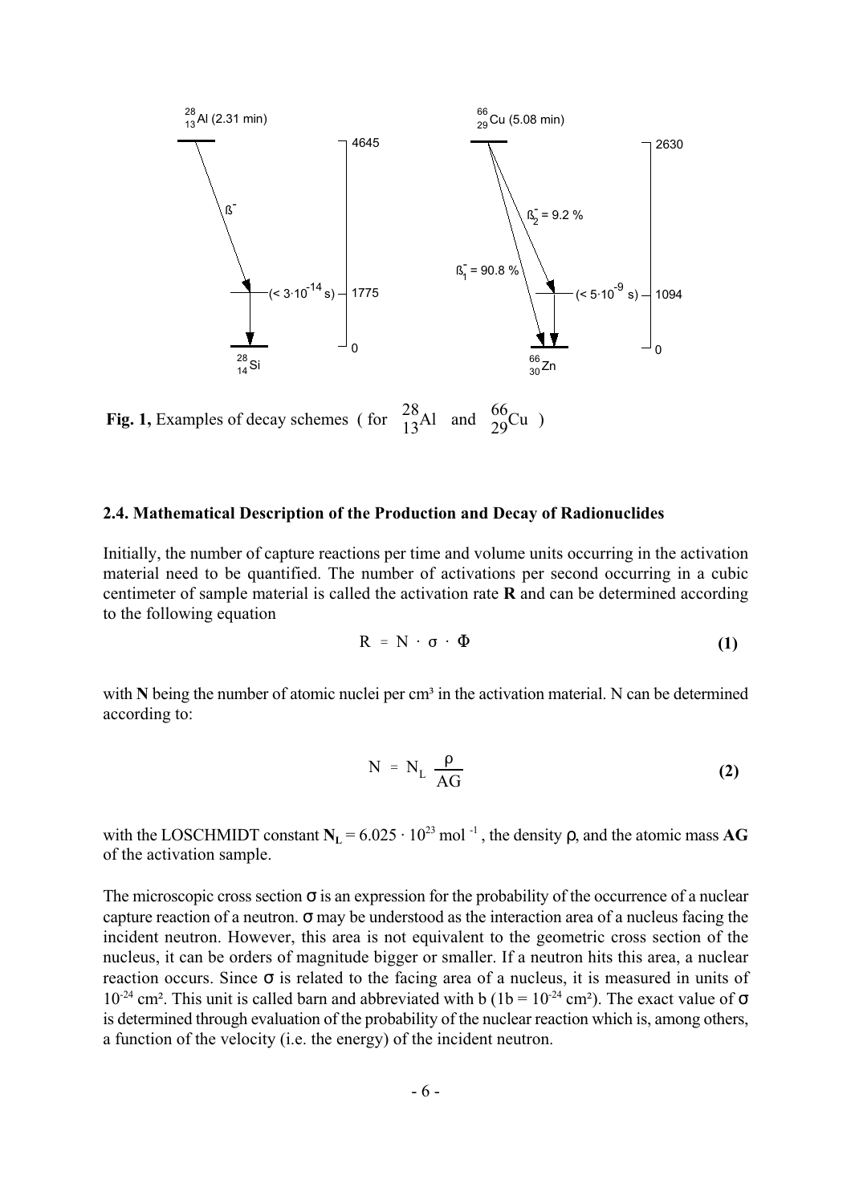**Fig. 1,** Examples of decay schemes ( for $^{28}_{13}Al$ and $^{66}_{29}Cu$ )

## 2.4. Mathematical Description of the Production and Decay of Radionuclides

Initially, the number of capture reactions per time and volume units occurring in the activation material need to be quantified. The number of activations per second occurring in a cubic centimeter of sample material is called the activation rate **R** and can be determined according to the following equation

$$R = N \cdot \sigma \cdot \Phi \tag{1}$$

with **N** being the number of atomic nuclei per cm³ in the activation material. N can be determined according to:

$$N = N_L \frac{\rho}{AG} \tag{2}$$

with the LOSCHMIDT constant $N_L = 6.025 \cdot 10^{23}$ mol $^{-1}$ , the density $\rho$, and the atomic mass **AG** of the activation sample.

The microscopic cross section $\sigma$ is an expression for the probability of the occurrence of a nuclear capture reaction of a neutron. $\sigma$ may be understood as the interaction area of a nucleus facing the incident neutron. However, this area is not equivalent to the geometric cross section of the nucleus, it can be orders of magnitude bigger or smaller. If a neutron hits this area, a nuclear reaction occurs. Since $\sigma$ is related to the facing area of a nucleus, it is measured in units of $10^{-24}$ cm². This unit is called barn and abbreviated with b (1b = $10^{-24}$ cm²). The exact value of $\sigma$ is determined through evaluation of the probability of the nuclear reaction which is, among others, a function of the velocity (i.e. the energy) of the incident neutron.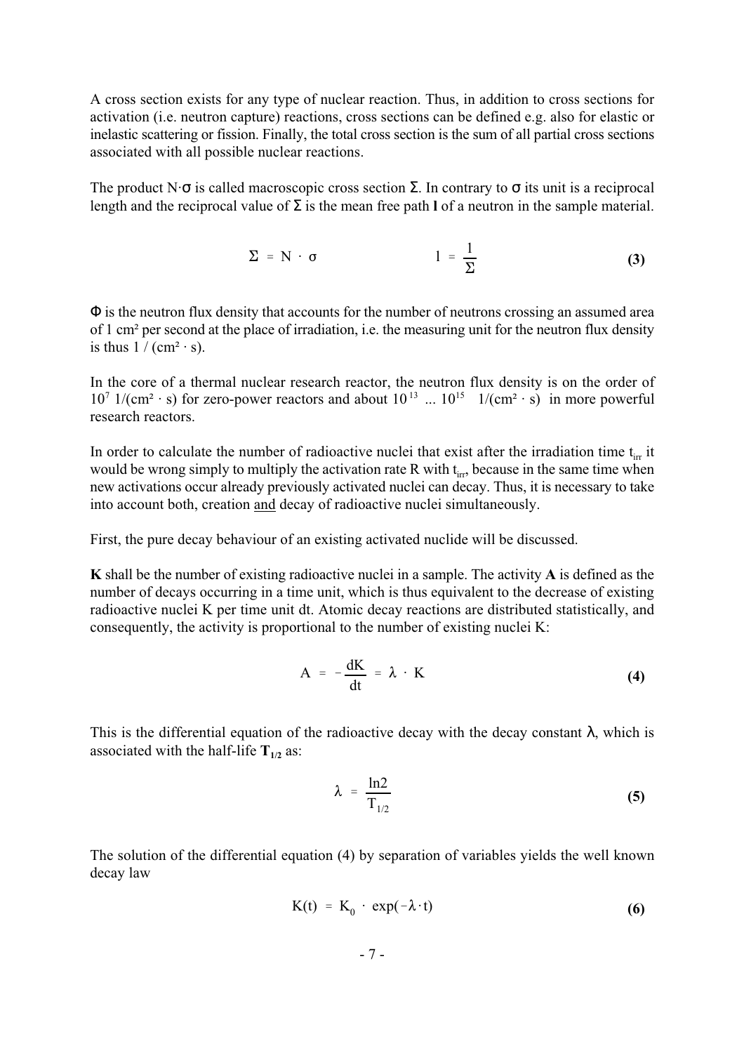A cross section exists for any type of nuclear reaction. Thus, in addition to cross sections for activation (i.e. neutron capture) reactions, cross sections can be defined e.g. also for elastic or inelastic scattering or fission. Finally, the total cross section is the sum of all partial cross sections associated with all possible nuclear reactions.

The product $N \cdot \sigma$ is called macroscopic cross section $\Sigma$. In contrary to $\sigma$ its unit is a reciprocal length and the reciprocal value of $\Sigma$ is the mean free path **l** of a neutron in the sample material.

$$\Sigma = N \cdot \sigma \qquad\qquad l = \frac{1}{\Sigma} \tag{3}$$

$\Phi$ is the neutron flux density that accounts for the number of neutrons crossing an assumed area of 1 cm² per second at the place of irradiation, i.e. the measuring unit for the neutron flux density is thus $1 / (cm^2 \cdot s)$.

In the core of a thermal nuclear research reactor, the neutron flux density is on the order of $10^7$ $1/(cm^2 \cdot s)$ for zero-power reactors and about $10^{13}$ ... $10^{15}$ $1/(cm^2 \cdot s)$ in more powerful research reactors.

In order to calculate the number of radioactive nuclei that exist after the irradiation time $t_{irr}$ it would be wrong simply to multiply the activation rate R with $t_{irr}$, because in the same time when new activations occur already previously activated nuclei can decay. Thus, it is necessary to take into account both, creation and decay of radioactive nuclei simultaneously.

First, the pure decay behaviour of an existing activated nuclide will be discussed.

**K** shall be the number of existing radioactive nuclei in a sample. The activity **A** is defined as the number of decays occurring in a time unit, which is thus equivalent to the decrease of existing radioactive nuclei K per time unit dt. Atomic decay reactions are distributed statistically, and consequently, the activity is proportional to the number of existing nuclei K:

$$A = -\frac{dK}{dt} = \lambda \cdot K \tag{4}$$

This is the differential equation of the radioactive decay with the decay constant $\lambda$, which is associated with the half-life $\mathbf{T_{1/2}}$ as:

$$\lambda = \frac{\ln 2}{T_{1/2}} \tag{5}$$

The solution of the differential equation (4) by separation of variables yields the well known decay law

$$K(t) = K_0 \cdot \exp(-\lambda \cdot t) \tag{6}$$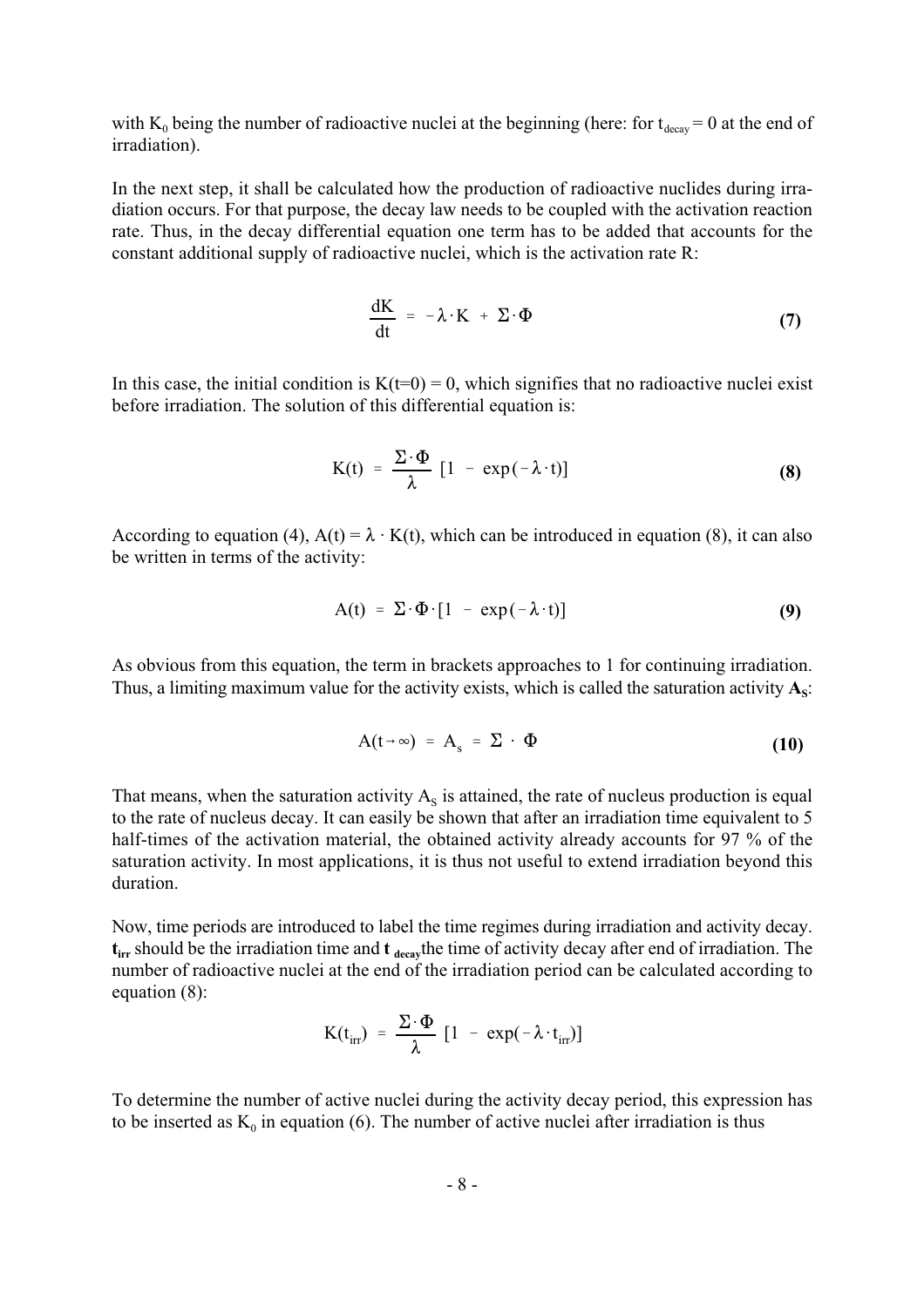with $K_0$ being the number of radioactive nuclei at the beginning (here: for $t_{decay} = 0$ at the end of irradiation).

In the next step, it shall be calculated how the production of radioactive nuclides during irradiation occurs. For that purpose, the decay law needs to be coupled with the activation reaction rate. Thus, in the decay differential equation one term has to be added that accounts for the constant additional supply of radioactive nuclei, which is the activation rate R:

$$\frac{dK}{dt} = -\lambda \cdot K + \Sigma \cdot \Phi \tag{7}$$

In this case, the initial condition is $K(t=0) = 0$, which signifies that no radioactive nuclei exist before irradiation. The solution of this differential equation is:

$$K(t) = \frac{\Sigma \cdot \Phi}{\lambda} \left[1 - \exp(-\lambda \cdot t)\right] \tag{8}$$

According to equation (4), $A(t) = \lambda \cdot K(t)$, which can be introduced in equation (8), it can also be written in terms of the activity:

$$A(t) = \Sigma \cdot \Phi \cdot \left[1 - \exp(-\lambda \cdot t)\right] \tag{9}$$

As obvious from this equation, the term in brackets approaches to 1 for continuing irradiation. Thus, a limiting maximum value for the activity exists, which is called the saturation activity $\mathbf{A_S}$:

$$A(t \rightarrow \infty) = A_s = \Sigma \cdot \Phi \tag{10}$$

That means, when the saturation activity $A_S$ is attained, the rate of nucleus production is equal to the rate of nucleus decay. It can easily be shown that after an irradiation time equivalent to 5 half-times of the activation material, the obtained activity already accounts for 97 % of the saturation activity. In most applications, it is thus not useful to extend irradiation beyond this duration.

Now, time periods are introduced to label the time regimes during irradiation and activity decay. $\mathbf{t_{irr}}$ should be the irradiation time and $\mathbf{t_{decay}}$ the time of activity decay after end of irradiation. The number of radioactive nuclei at the end of the irradiation period can be calculated according to equation (8):

$$K(t_{irr}) = \frac{\Sigma \cdot \Phi}{\lambda} \left[1 - \exp(-\lambda \cdot t_{irr})\right]$$

To determine the number of active nuclei during the activity decay period, this expression has to be inserted as $K_0$ in equation (6). The number of active nuclei after irradiation is thus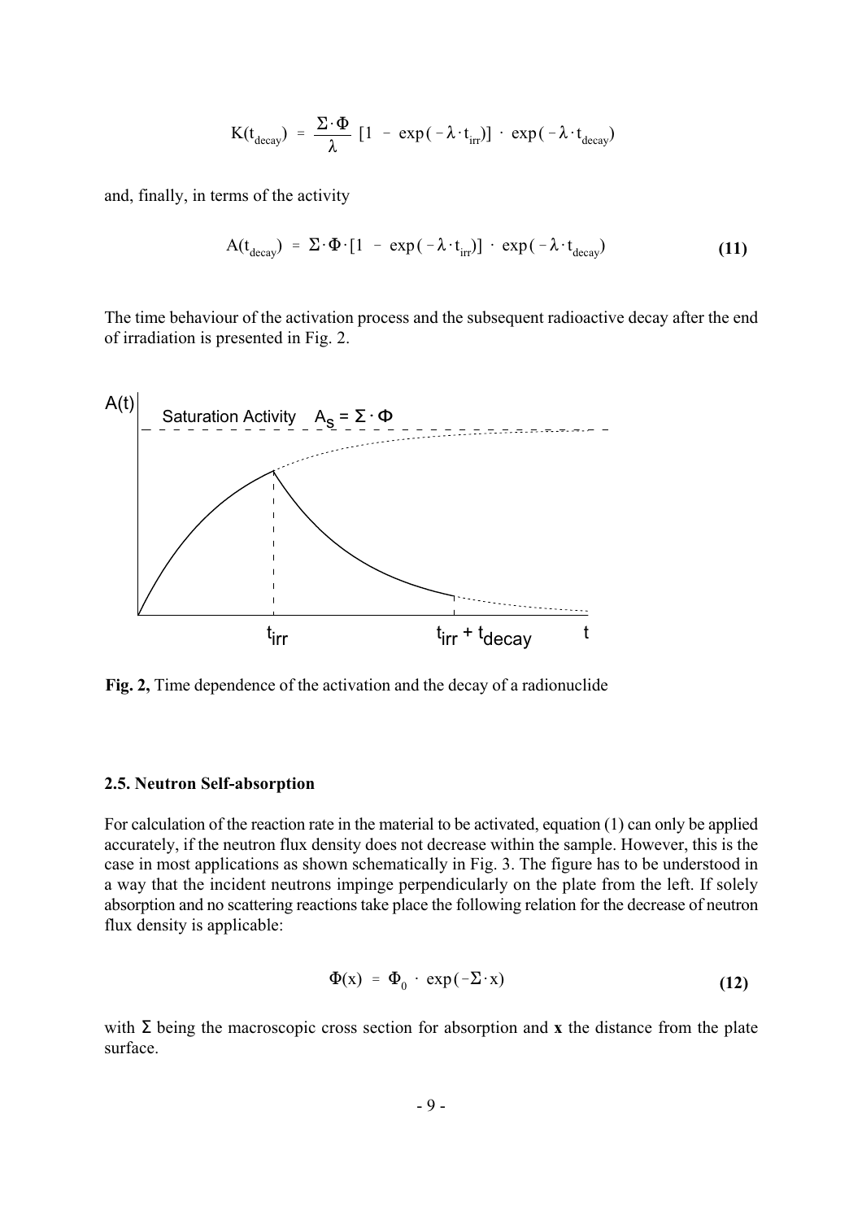$$K(t_{decay}) = \frac{\Sigma \cdot \Phi}{\lambda} [1 - \exp(-\lambda \cdot t_{irr})] \cdot \exp(-\lambda \cdot t_{decay})$$

and, finally, in terms of the activity

$$A(t_{decay}) = \Sigma \cdot \Phi \cdot [1 - \exp(-\lambda \cdot t_{irr})] \cdot \exp(-\lambda \cdot t_{decay}) \tag{11}$$

The time behaviour of the activation process and the subsequent radioactive decay after the end of irradiation is presented in Fig. 2.

**Fig. 2,** Time dependence of the activation and the decay of a radionuclide

### 2.5. Neutron Self-absorption

For calculation of the reaction rate in the material to be activated, equation (1) can only be applied accurately, if the neutron flux density does not decrease within the sample. However, this is the case in most applications as shown schematically in Fig. 3. The figure has to be understood in a way that the incident neutrons impinge perpendicularly on the plate from the left. If solely absorption and no scattering reactions take place the following relation for the decrease of neutron flux density is applicable:

$$\Phi(x) = \Phi_0 \cdot \exp(-\Sigma \cdot x) \tag{12}$$

with $\Sigma$ being the macroscopic cross section for absorption and **x** the distance from the plate surface.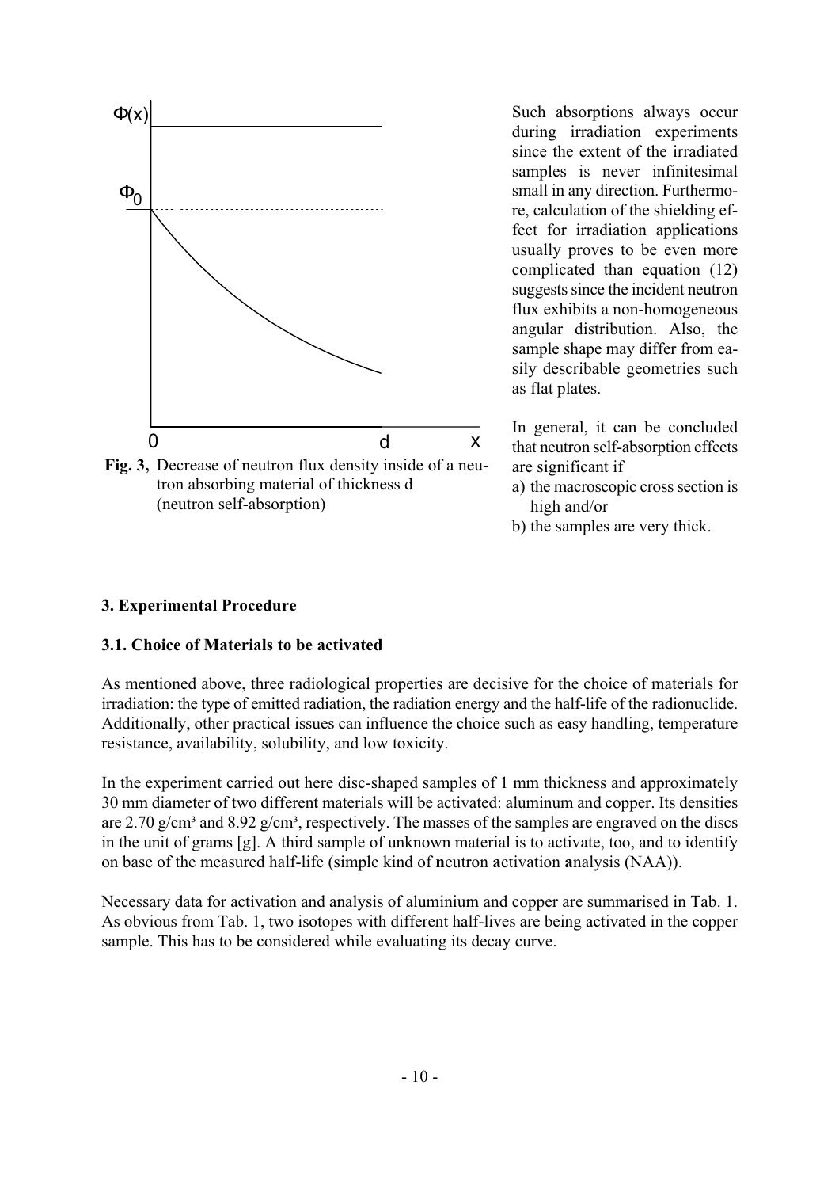Fig. 3, Decrease of neutron flux density inside of a neutron absorbing material of thickness d (neutron self-absorption)

Such absorptions always occur during irradiation experiments since the extent of the irradiated samples is never infinitesimal small in any direction. Furthermore, calculation of the shielding effect for irradiation applications usually proves to be even more complicated than equation (12) suggests since the incident neutron flux exhibits a non-homogeneous angular distribution. Also, the sample shape may differ from easily describable geometries such as flat plates.

In general, it can be concluded that neutron self-absorption effects are significant if

a) the macroscopic cross section is high and/or
b) the samples are very thick.

### 3. Experimental Procedure

### 3.1. Choice of Materials to be activated

As mentioned above, three radiological properties are decisive for the choice of materials for irradiation: the type of emitted radiation, the radiation energy and the half-life of the radionuclide. Additionally, other practical issues can influence the choice such as easy handling, temperature resistance, availability, solubility, and low toxicity.

In the experiment carried out here disc-shaped samples of 1 mm thickness and approximately 30 mm diameter of two different materials will be activated: aluminum and copper. Its densities are 2.70 g/cm³ and 8.92 g/cm³, respectively. The masses of the samples are engraved on the discs in the unit of grams [g]. A third sample of unknown material is to activate, too, and to identify on base of the measured half-life (simple kind of **n**eutron **a**ctivation **a**nalysis (NAA)).

Necessary data for activation and analysis of aluminium and copper are summarised in Tab. 1. As obvious from Tab. 1, two isotopes with different half-lives are being activated in the copper sample. This has to be considered while evaluating its decay curve.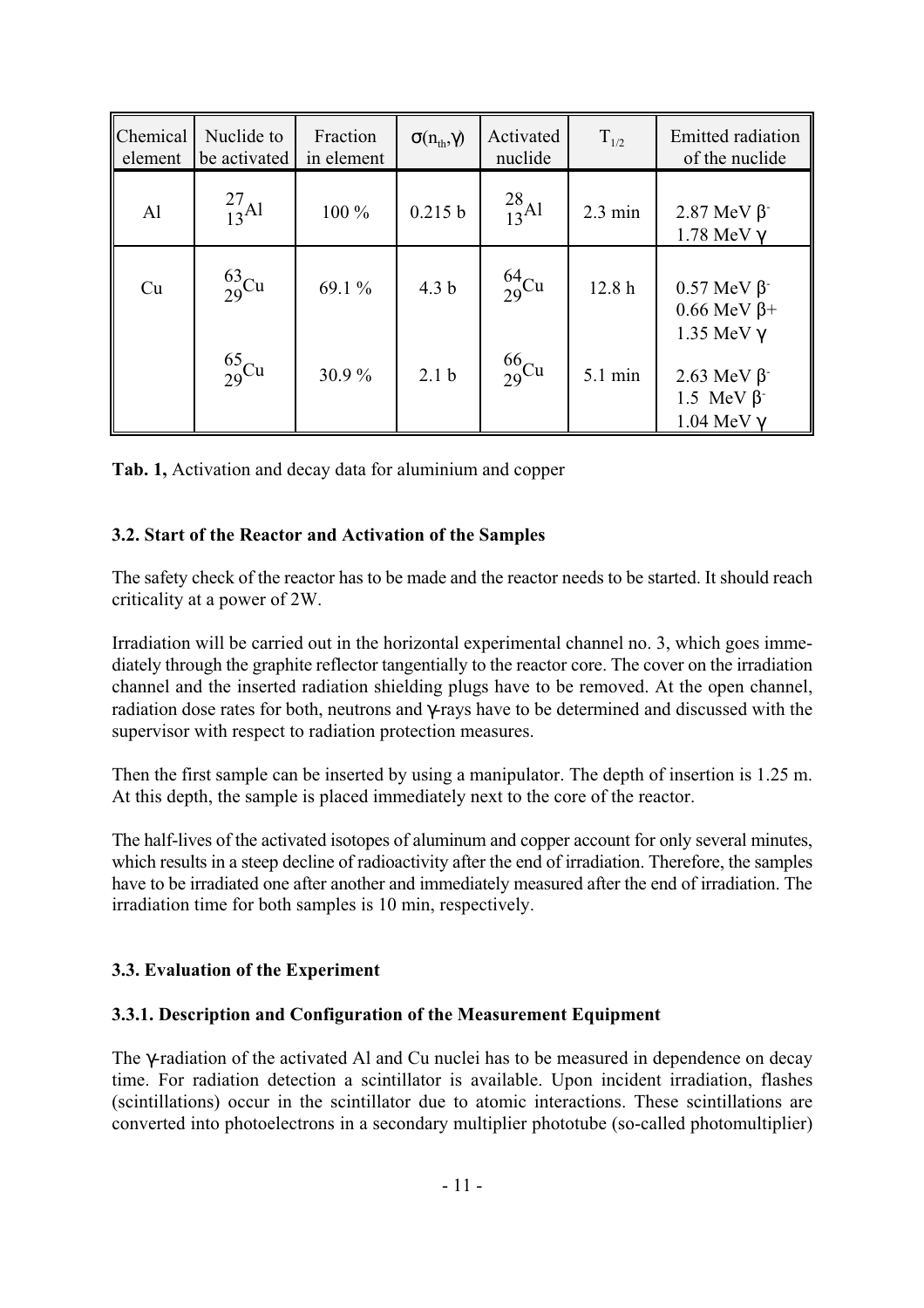| Chemical element | Nuclide to be activated | Fraction in element | $\sigma(n_{th},\gamma)$ | Activated nuclide | $T_{1/2}$ | Emitted radiation of the nuclide |
|---|---|---|---|---|---|---|
| Al | $^{27}_{13}Al$ | 100 % | 0.215 b | $^{28}_{13}Al$ | 2.3 min | 2.87 MeV $\beta^-$<br>1.78 MeV $\gamma$ |
| Cu | $^{63}_{29}Cu$ | 69.1 % | 4.3 b | $^{64}_{29}Cu$ | 12.8 h | 0.57 MeV $\beta^-$<br>0.66 MeV $\beta+$<br>1.35 MeV $\gamma$ |
| | $^{65}_{29}Cu$ | 30.9 % | 2.1 b | $^{66}_{29}Cu$ | 5.1 min | 2.63 MeV $\beta^-$<br>1.5 MeV $\beta^-$<br>1.04 MeV $\gamma$ |

**Tab. 1,** Activation and decay data for aluminium and copper

### 3.2. Start of the Reactor and Activation of the Samples

The safety check of the reactor has to be made and the reactor needs to be started. It should reach criticality at a power of 2W.

Irradiation will be carried out in the horizontal experimental channel no. 3, which goes immediately through the graphite reflector tangentially to the reactor core. The cover on the irradiation channel and the inserted radiation shielding plugs have to be removed. At the open channel, radiation dose rates for both, neutrons and $\gamma$-rays have to be determined and discussed with the supervisor with respect to radiation protection measures.

Then the first sample can be inserted by using a manipulator. The depth of insertion is 1.25 m. At this depth, the sample is placed immediately next to the core of the reactor.

The half-lives of the activated isotopes of aluminum and copper account for only several minutes, which results in a steep decline of radioactivity after the end of irradiation. Therefore, the samples have to be irradiated one after another and immediately measured after the end of irradiation. The irradiation time for both samples is 10 min, respectively.

### 3.3. Evaluation of the Experiment

#### 3.3.1. Description and Configuration of the Measurement Equipment

The $\gamma$-radiation of the activated Al and Cu nuclei has to be measured in dependence on decay time. For radiation detection a scintillator is available. Upon incident irradiation, flashes (scintillations) occur in the scintillator due to atomic interactions. These scintillations are converted into photoelectrons in a secondary multiplier phototube (so-called photomultiplier)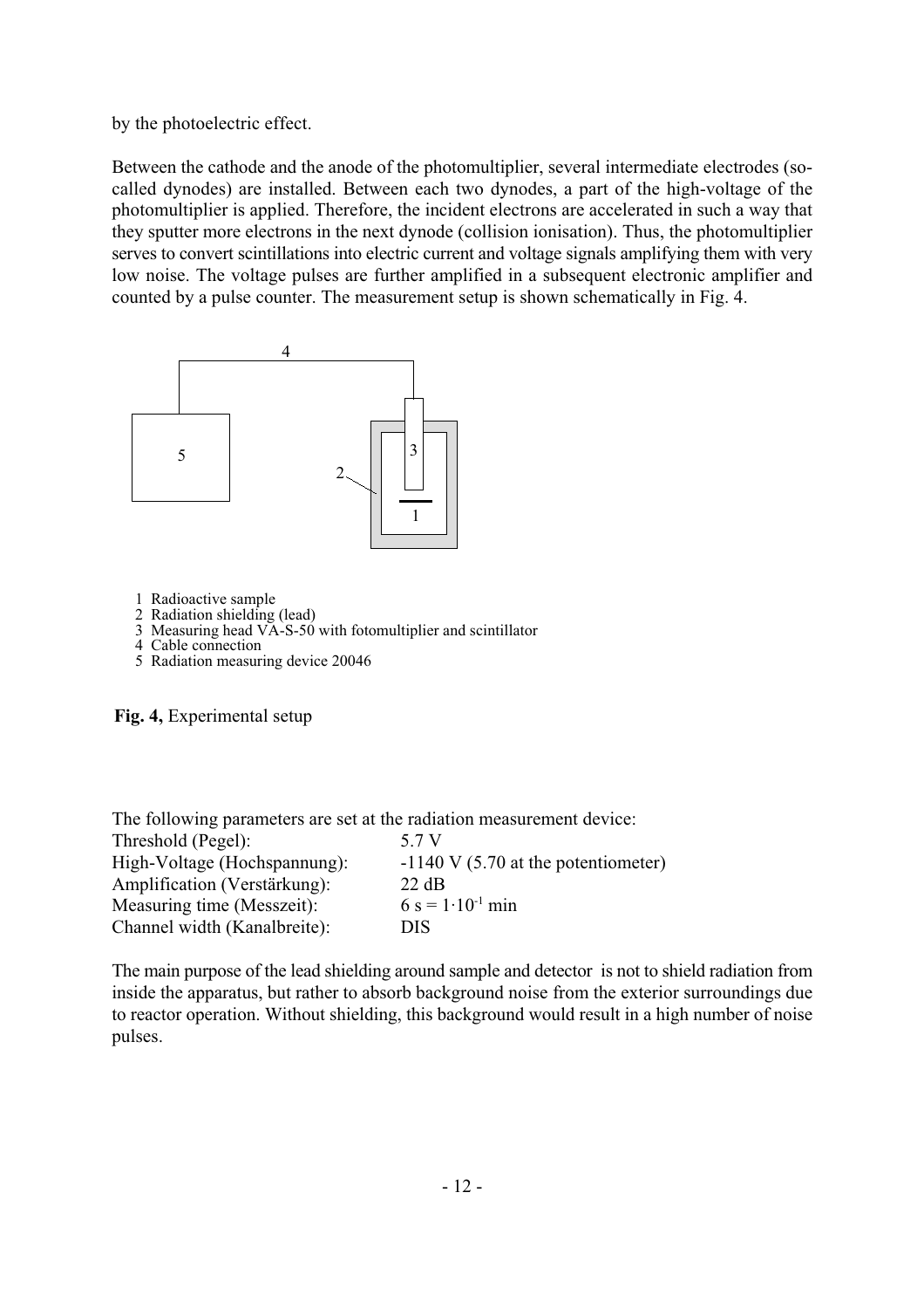by the photoelectric effect.

Between the cathode and the anode of the photomultiplier, several intermediate electrodes (so-called dynodes) are installed. Between each two dynodes, a part of the high-voltage of the photomultiplier is applied. Therefore, the incident electrons are accelerated in such a way that they sputter more electrons in the next dynode (collision ionisation). Thus, the photomultiplier serves to convert scintillations into electric current and voltage signals amplifying them with very low noise. The voltage pulses are further amplified in a subsequent electronic amplifier and counted by a pulse counter. The measurement setup is shown schematically in Fig. 4.

1 Radioactive sample
2 Radiation shielding (lead)
3 Measuring head VA-S-50 with fotomultiplier and scintillator
4 Cable connection
5 Radiation measuring device 20046

**Fig. 4,** Experimental setup

The following parameters are set at the radiation measurement device:

| | |
|---|---|
| Threshold (Pegel): | 5.7 V |
| High-Voltage (Hochspannung): | -1140 V (5.70 at the potentiometer) |
| Amplification (Verstärkung): | 22 dB |
| Measuring time (Messzeit): | $6\ s = 1 \cdot 10^{-1}$ min |
| Channel width (Kanalbreite): | DIS |

The main purpose of the lead shielding around sample and detector is not to shield radiation from inside the apparatus, but rather to absorb background noise from the exterior surroundings due to reactor operation. Without shielding, this background would result in a high number of noise pulses.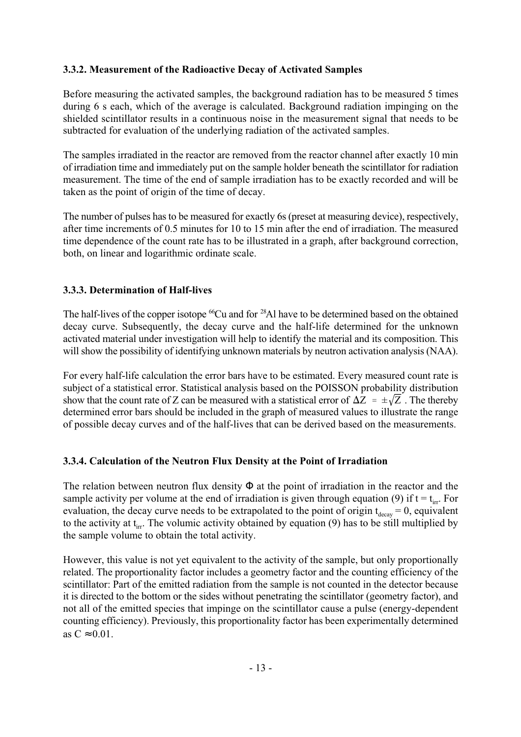### 3.3.2. Measurement of the Radioactive Decay of Activated Samples

Before measuring the activated samples, the background radiation has to be measured 5 times during 6 s each, which of the average is calculated. Background radiation impinging on the shielded scintillator results in a continuous noise in the measurement signal that needs to be subtracted for evaluation of the underlying radiation of the activated samples.

The samples irradiated in the reactor are removed from the reactor channel after exactly 10 min of irradiation time and immediately put on the sample holder beneath the scintillator for radiation measurement. The time of the end of sample irradiation has to be exactly recorded and will be taken as the point of origin of the time of decay.

The number of pulses has to be measured for exactly 6s (preset at measuring device), respectively, after time increments of 0.5 minutes for 10 to 15 min after the end of irradiation. The measured time dependence of the count rate has to be illustrated in a graph, after background correction, both, on linear and logarithmic ordinate scale.

### 3.3.3. Determination of Half-lives

The half-lives of the copper isotope $^{66}Cu$ and for $^{28}Al$ have to be determined based on the obtained decay curve. Subsequently, the decay curve and the half-life determined for the unknown activated material under investigation will help to identify the material and its composition. This will show the possibility of identifying unknown materials by neutron activation analysis (NAA).

For every half-life calculation the error bars have to be estimated. Every measured count rate is subject of a statistical error. Statistical analysis based on the POISSON probability distribution show that the count rate of Z can be measured with a statistical error of $\Delta Z = \pm\sqrt{Z}$ . The thereby determined error bars should be included in the graph of measured values to illustrate the range of possible decay curves and of the half-lives that can be derived based on the measurements.

### 3.3.4. Calculation of the Neutron Flux Density at the Point of Irradiation

The relation between neutron flux density $\Phi$ at the point of irradiation in the reactor and the sample activity per volume at the end of irradiation is given through equation (9) if $t = t_{irr}$. For evaluation, the decay curve needs to be extrapolated to the point of origin $t_{decay} = 0$, equivalent to the activity at $t_{irr}$. The volumic activity obtained by equation (9) has to be still multiplied by the sample volume to obtain the total activity.

However, this value is not yet equivalent to the activity of the sample, but only proportionally related. The proportionality factor includes a geometry factor and the counting efficiency of the scintillator: Part of the emitted radiation from the sample is not counted in the detector because it is directed to the bottom or the sides without penetrating the scintillator (geometry factor), and not all of the emitted species that impinge on the scintillator cause a pulse (energy-dependent counting efficiency). Previously, this proportionality factor has been experimentally determined as $C \approx 0.01$.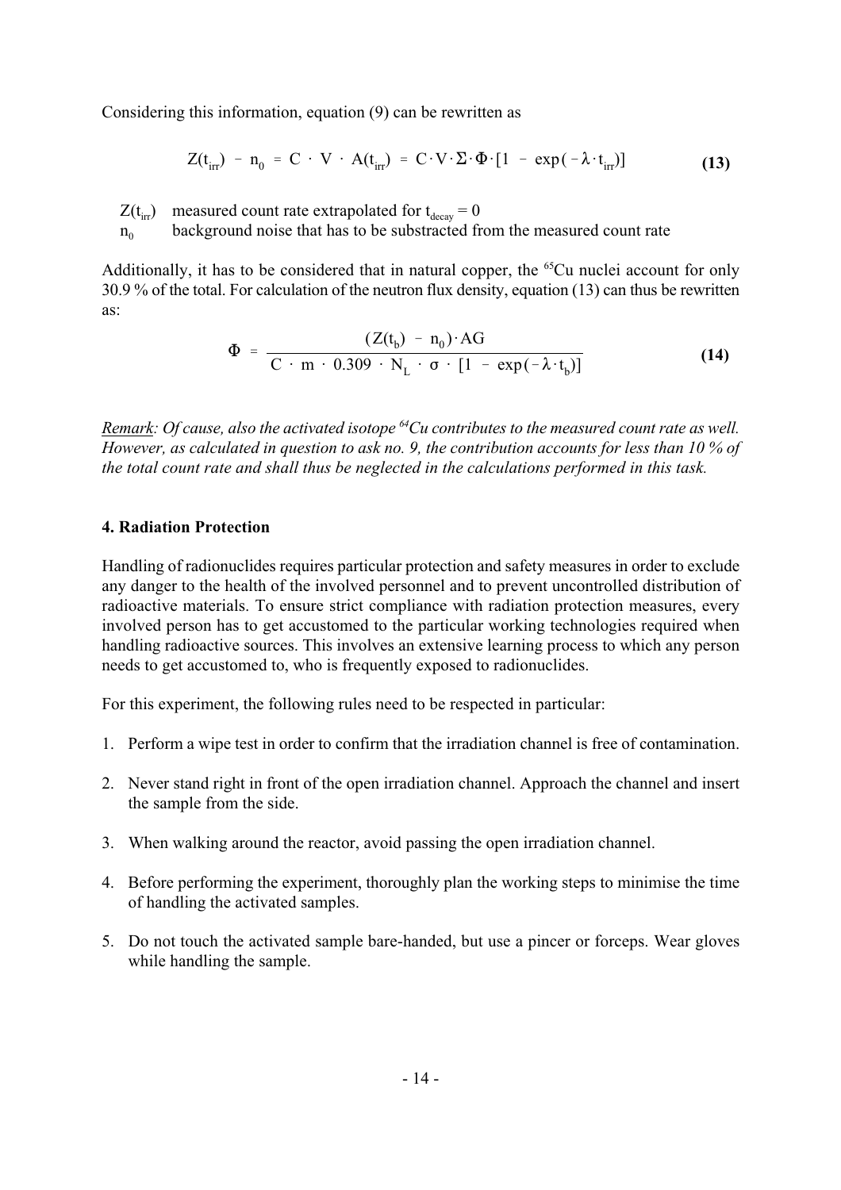Considering this information, equation (9) can be rewritten as

$$Z(t_{irr}) - n_0 = C \cdot V \cdot A(t_{irr}) = C \cdot V \cdot \Sigma \cdot \Phi \cdot [1 - \exp(-\lambda \cdot t_{irr})] \tag{13}$$

$Z(t_{irr})$ measured count rate extrapolated for $t_{decay} = 0$

$n_0$ background noise that has to be substracted from the measured count rate

Additionally, it has to be considered that in natural copper, the $^{65}Cu$ nuclei account for only 30.9 % of the total. For calculation of the neutron flux density, equation (13) can thus be rewritten as:

$$\Phi = \frac{(Z(t_b) - n_0) \cdot AG}{C \cdot m \cdot 0.309 \cdot N_L \cdot \sigma \cdot [1 - \exp(-\lambda \cdot t_b)]} \tag{14}$$

*Remark: Of cause, also the activated isotope $^{64}Cu$ contributes to the measured count rate as well. However, as calculated in question to ask no. 9, the contribution accounts for less than 10 % of the total count rate and shall thus be neglected in the calculations performed in this task.*

### 4. Radiation Protection

Handling of radionuclides requires particular protection and safety measures in order to exclude any danger to the health of the involved personnel and to prevent uncontrolled distribution of radioactive materials. To ensure strict compliance with radiation protection measures, every involved person has to get accustomed to the particular working technologies required when handling radioactive sources. This involves an extensive learning process to which any person needs to get accustomed to, who is frequently exposed to radionuclides.

For this experiment, the following rules need to be respected in particular:

1. Perform a wipe test in order to confirm that the irradiation channel is free of contamination.
2. Never stand right in front of the open irradiation channel. Approach the channel and insert the sample from the side.
3. When walking around the reactor, avoid passing the open irradiation channel.
4. Before performing the experiment, thoroughly plan the working steps to minimise the time of handling the activated samples.
5. Do not touch the activated sample bare-handed, but use a pincer or forceps. Wear gloves while handling the sample.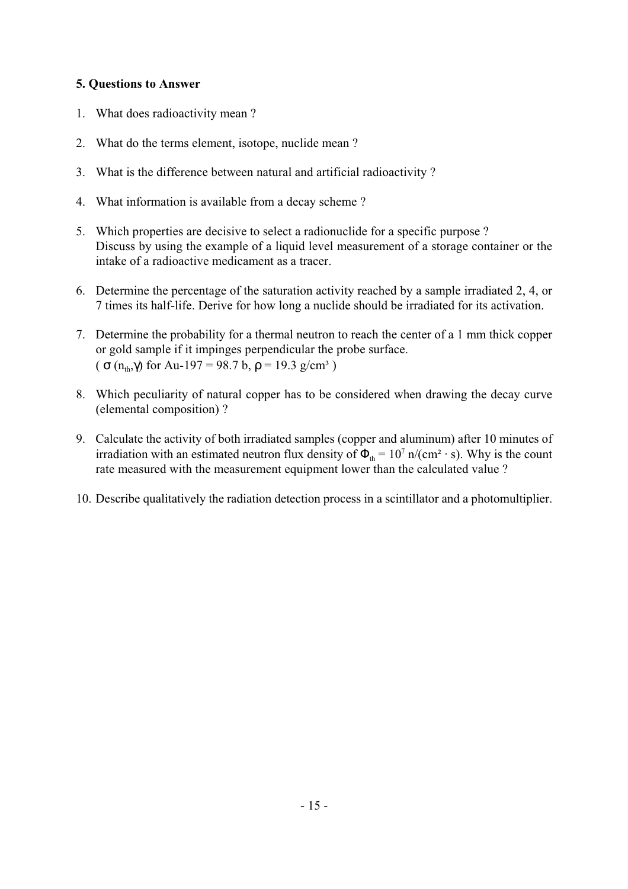## 5. Questions to Answer

1. What does radioactivity mean ?

2. What do the terms element, isotope, nuclide mean ?

3. What is the difference between natural and artificial radioactivity ?

4. What information is available from a decay scheme ?

5. Which properties are decisive to select a radionuclide for a specific purpose ?
   Discuss by using the example of a liquid level measurement of a storage container or the intake of a radioactive medicament as a tracer.

6. Determine the percentage of the saturation activity reached by a sample irradiated 2, 4, or 7 times its half-life. Derive for how long a nuclide should be irradiated for its activation.

7. Determine the probability for a thermal neutron to reach the center of a 1 mm thick copper or gold sample if it impinges perpendicular the probe surface.
   ( $\sigma\,(n_{th},\gamma)$ for Au-197 = 98.7 b, $\rho$ = 19.3 g/cm³ )

8. Which peculiarity of natural copper has to be considered when drawing the decay curve (elemental composition) ?

9. Calculate the activity of both irradiated samples (copper and aluminum) after 10 minutes of irradiation with an estimated neutron flux density of $\Phi_{th} = 10^7$ n/(cm² · s). Why is the count rate measured with the measurement equipment lower than the calculated value ?

10. Describe qualitatively the radiation detection process in a scintillator and a photomultiplier.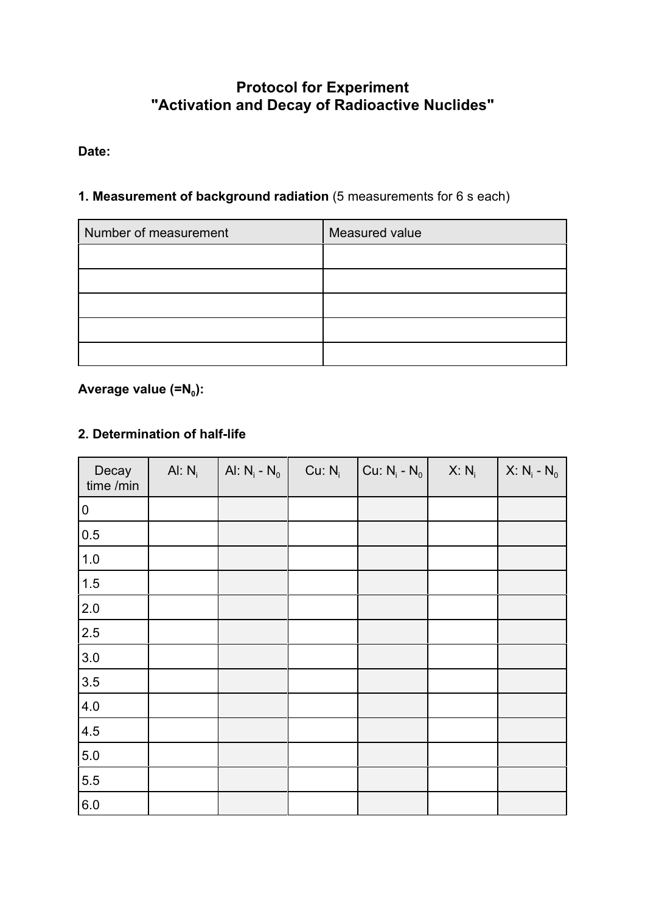# Protocol for Experiment "Activation and Decay of Radioactive Nuclides"

**Date:**

**1. Measurement of background radiation** (5 measurements for 6 s each)

| Number of measurement | Measured value |
|---|---|
| | |
| | |
| | |
| | |
| | |

**Average value (=$N_0$):**

**2. Determination of half-life**

| Decay time /min | Al: $N_i$ | Al: $N_i - N_0$ | Cu: $N_i$ | Cu: $N_i - N_0$ | X: $N_i$ | X: $N_i - N_0$ |
|---|---|---|---|---|---|---|
| 0 | | | | | | |
| 0.5 | | | | | | |
| 1.0 | | | | | | |
| 1.5 | | | | | | |
| 2.0 | | | | | | |
| 2.5 | | | | | | |
| 3.0 | | | | | | |
| 3.5 | | | | | | |
| 4.0 | | | | | | |
| 4.5 | | | | | | |
| 5.0 | | | | | | |
| 5.5 | | | | | | |
| 6.0 | | | | | | |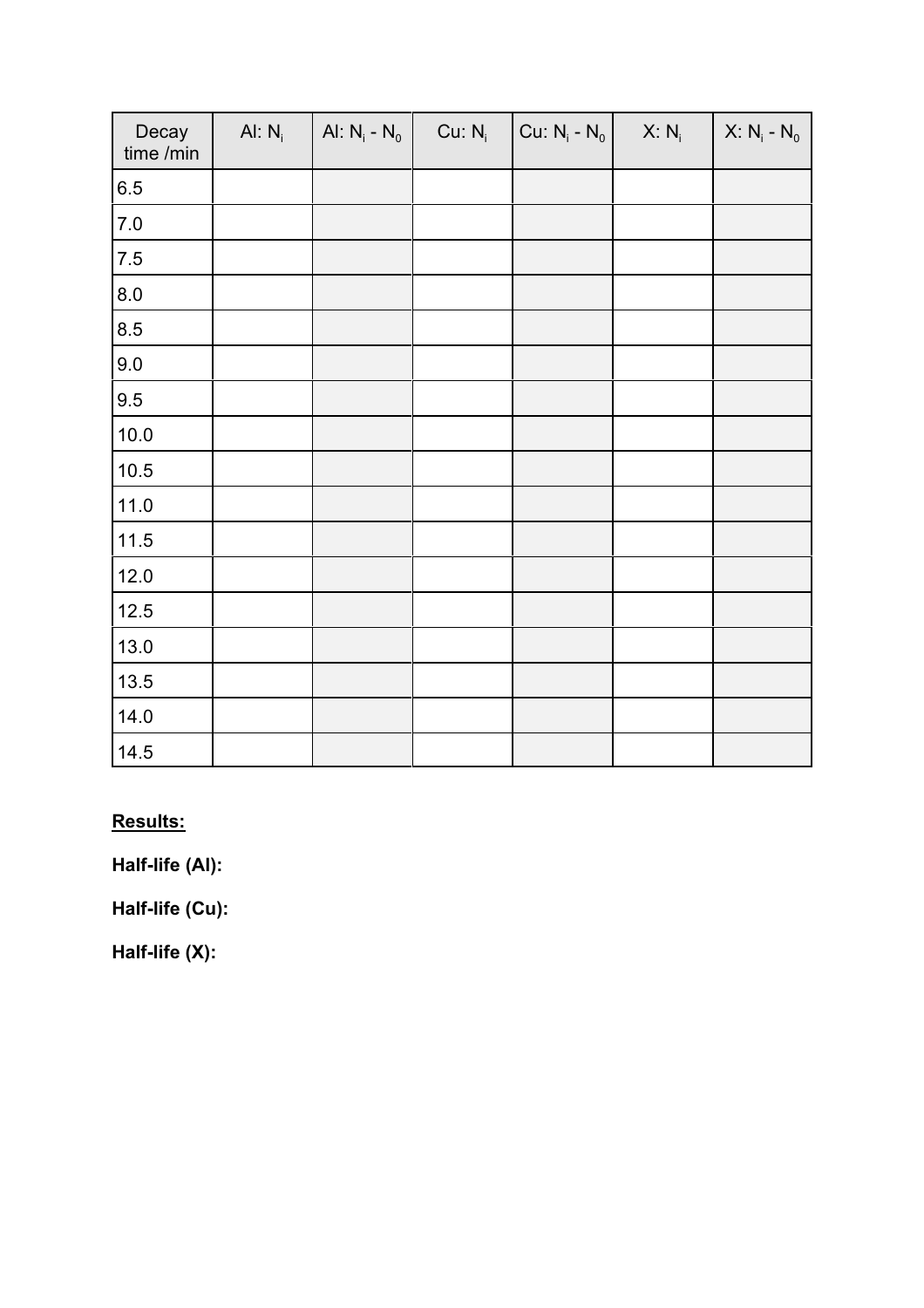| Decay time /min | Al: $N_i$ | Al: $N_i$ - $N_0$ | Cu: $N_i$ | Cu: $N_i$ - $N_0$ | X: $N_i$ | X: $N_i$ - $N_0$ |
|---|---|---|---|---|---|---|
| 6.5 | | | | | | |
| 7.0 | | | | | | |
| 7.5 | | | | | | |
| 8.0 | | | | | | |
| 8.5 | | | | | | |
| 9.0 | | | | | | |
| 9.5 | | | | | | |
| 10.0 | | | | | | |
| 10.5 | | | | | | |
| 11.0 | | | | | | |
| 11.5 | | | | | | |
| 12.0 | | | | | | |
| 12.5 | | | | | | |
| 13.0 | | | | | | |
| 13.5 | | | | | | |
| 14.0 | | | | | | |
| 14.5 | | | | | | |

**Results:**

**Half-life (Al):**

**Half-life (Cu):**

**Half-life (X):**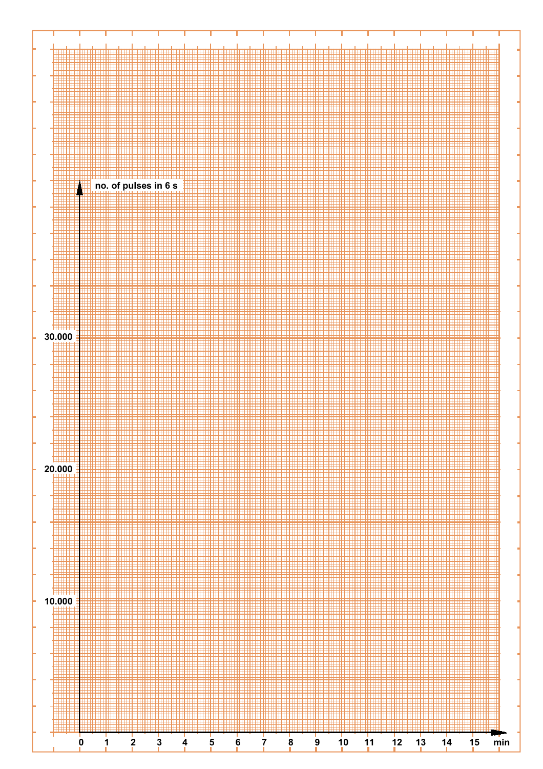no. of pulses in 6 s

30.000

20.000

10.000

0 1 2 3 4 5 6 7 8 9 10 11 12 13 14 15 min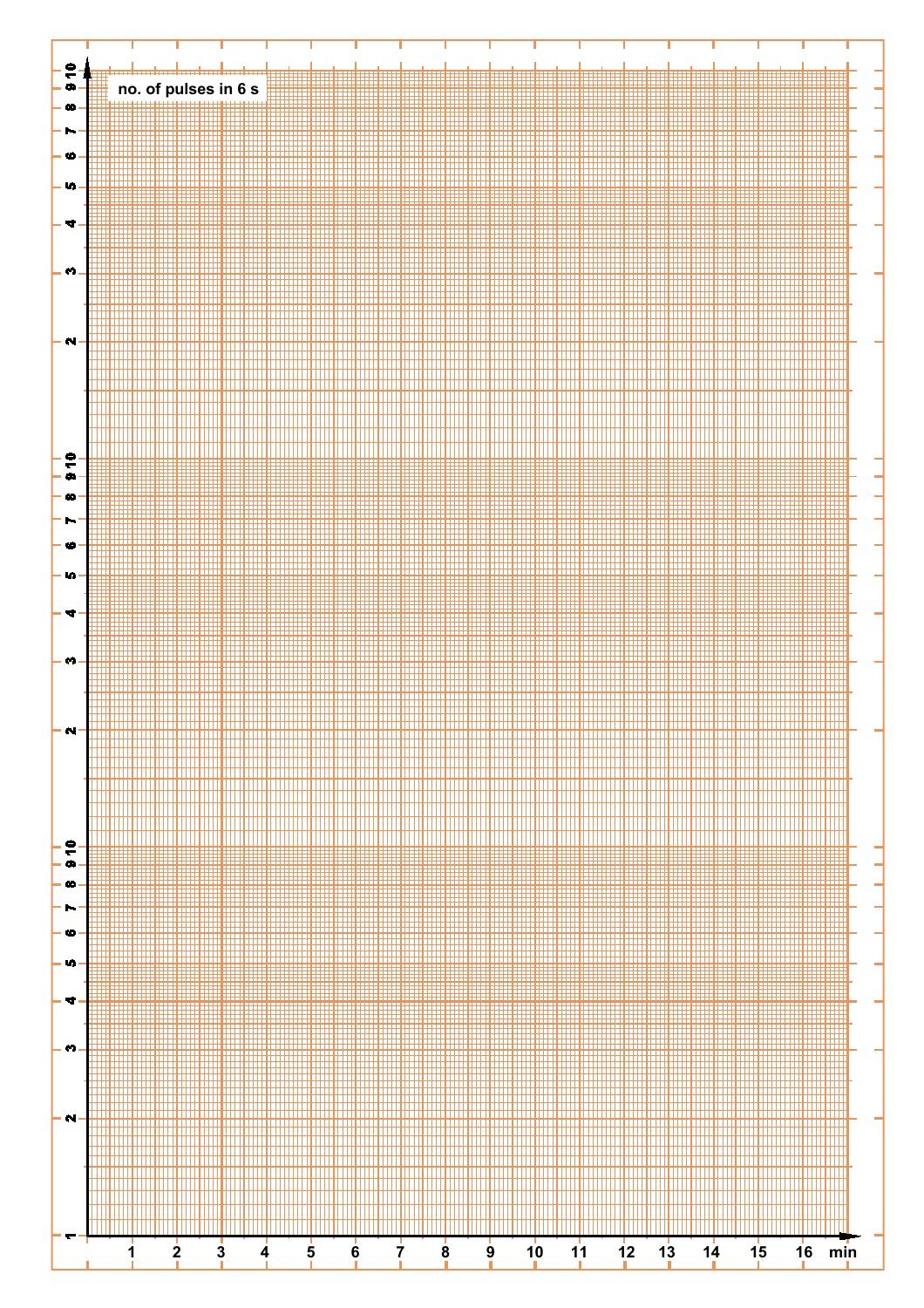no. of pulses in 6 s

10
9
8
7
6
5
4
3
2
10
9
8
7
6
5
4
3
2
10
9
8
7
6
5
4
3
2
1

1
2
3
4
5
6
7
8
9
10
11
12
13
14
15
16
min